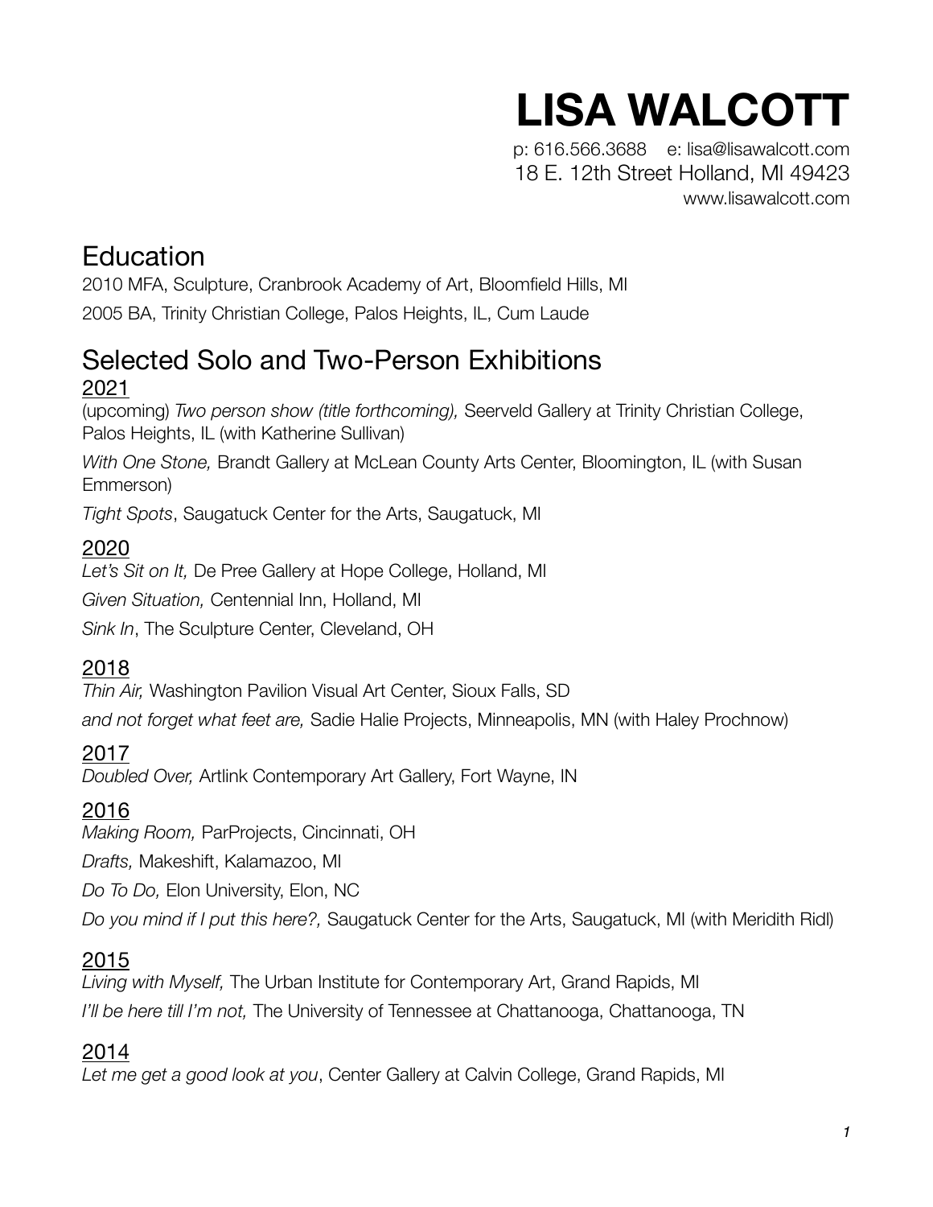# LISA WALCOTT

p: 616.566.3688 e: lisa@lisawalcott.com
18 E. 12th Street Holland, MI 49423
www.lisawalcott.com

## Education

2010 MFA, Sculpture, Cranbrook Academy of Art, Bloomfield Hills, MI

2005 BA, Trinity Christian College, Palos Heights, IL, Cum Laude

## Selected Solo and Two-Person Exhibitions

### 2021

(upcoming) *Two person show (title forthcoming),* Seerveld Gallery at Trinity Christian College, Palos Heights, IL (with Katherine Sullivan)

*With One Stone,* Brandt Gallery at McLean County Arts Center, Bloomington, IL (with Susan Emmerson)

*Tight Spots*, Saugatuck Center for the Arts, Saugatuck, MI

### 2020

*Let's Sit on It,* De Pree Gallery at Hope College, Holland, MI

*Given Situation,* Centennial Inn, Holland, MI

*Sink In*, The Sculpture Center, Cleveland, OH

### 2018

*Thin Air,* Washington Pavilion Visual Art Center, Sioux Falls, SD

*and not forget what feet are,* Sadie Halie Projects, Minneapolis, MN (with Haley Prochnow)

### 2017

*Doubled Over,* Artlink Contemporary Art Gallery, Fort Wayne, IN

### 2016

*Making Room,* ParProjects, Cincinnati, OH

*Drafts,* Makeshift, Kalamazoo, MI

*Do To Do,* Elon University, Elon, NC

*Do you mind if I put this here?,* Saugatuck Center for the Arts, Saugatuck, MI (with Meridith Ridl)

### 2015

*Living with Myself,* The Urban Institute for Contemporary Art, Grand Rapids, MI

*I'll be here till I'm not,* The University of Tennessee at Chattanooga, Chattanooga, TN

### 2014

*Let me get a good look at you*, Center Gallery at Calvin College, Grand Rapids, MI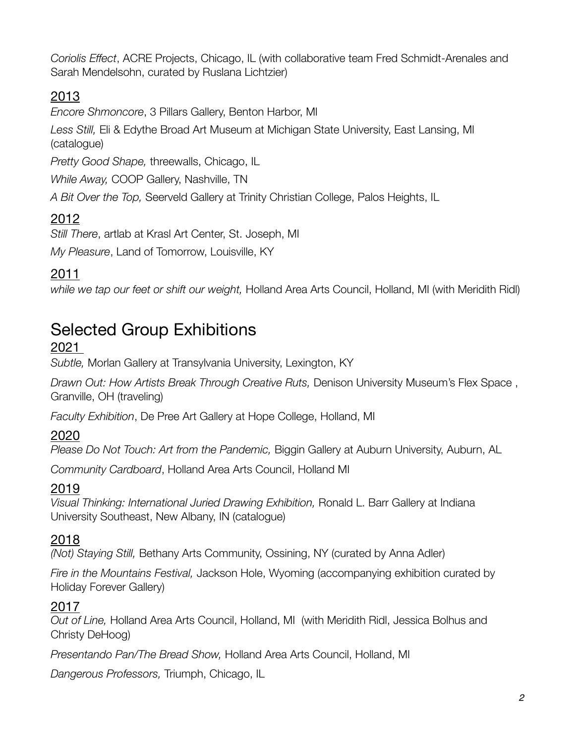*Coriolis Effect*, ACRE Projects, Chicago, IL (with collaborative team Fred Schmidt-Arenales and Sarah Mendelsohn, curated by Ruslana Lichtzier)

### 2013

*Encore Shmoncore*, 3 Pillars Gallery, Benton Harbor, MI

*Less Still,* Eli & Edythe Broad Art Museum at Michigan State University, East Lansing, MI (catalogue)

*Pretty Good Shape,* threewalls, Chicago, IL

*While Away,* COOP Gallery, Nashville, TN

*A Bit Over the Top,* Seerveld Gallery at Trinity Christian College, Palos Heights, IL

### 2012

*Still There*, artlab at Krasl Art Center, St. Joseph, MI

*My Pleasure*, Land of Tomorrow, Louisville, KY

### 2011

*while we tap our feet or shift our weight,* Holland Area Arts Council, Holland, MI (with Meridith Ridl)

## Selected Group Exhibitions

### 2021

*Subtle,* Morlan Gallery at Transylvania University, Lexington, KY

*Drawn Out: How Artists Break Through Creative Ruts,* Denison University Museum's Flex Space , Granville, OH (traveling)

*Faculty Exhibition*, De Pree Art Gallery at Hope College, Holland, MI

### 2020

*Please Do Not Touch: Art from the Pandemic,* Biggin Gallery at Auburn University, Auburn, AL

*Community Cardboard*, Holland Area Arts Council, Holland MI

### 2019

*Visual Thinking: International Juried Drawing Exhibition,* Ronald L. Barr Gallery at Indiana University Southeast, New Albany, IN (catalogue)

### 2018

*(Not) Staying Still,* Bethany Arts Community, Ossining, NY (curated by Anna Adler)

*Fire in the Mountains Festival,* Jackson Hole, Wyoming (accompanying exhibition curated by Holiday Forever Gallery)

### 2017

*Out of Line,* Holland Area Arts Council, Holland, MI (with Meridith Ridl, Jessica Bolhus and Christy DeHoog)

*Presentando Pan/The Bread Show,* Holland Area Arts Council, Holland, MI

*Dangerous Professors,* Triumph, Chicago, IL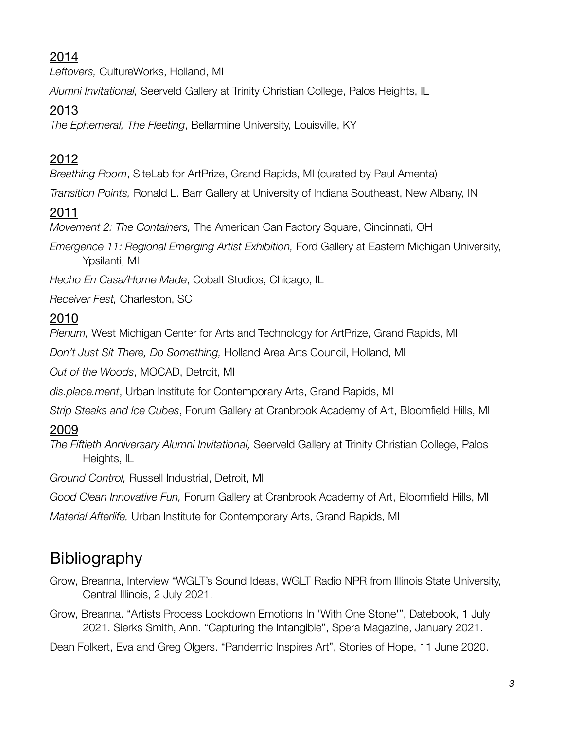2014

*Leftovers,* CultureWorks, Holland, MI

*Alumni Invitational,* Seerveld Gallery at Trinity Christian College, Palos Heights, IL

2013

*The Ephemeral, The Fleeting*, Bellarmine University, Louisville, KY

2012

*Breathing Room*, SiteLab for ArtPrize, Grand Rapids, MI (curated by Paul Amenta)

*Transition Points,* Ronald L. Barr Gallery at University of Indiana Southeast, New Albany, IN

2011

*Movement 2: The Containers,* The American Can Factory Square, Cincinnati, OH

*Emergence 11: Regional Emerging Artist Exhibition,* Ford Gallery at Eastern Michigan University, Ypsilanti, MI

*Hecho En Casa/Home Made*, Cobalt Studios, Chicago, IL

*Receiver Fest,* Charleston, SC

2010

*Plenum,* West Michigan Center for Arts and Technology for ArtPrize, Grand Rapids, MI

*Don't Just Sit There, Do Something,* Holland Area Arts Council, Holland, MI

*Out of the Woods*, MOCAD, Detroit, MI

*dis.place.ment*, Urban Institute for Contemporary Arts, Grand Rapids, MI

*Strip Steaks and Ice Cubes*, Forum Gallery at Cranbrook Academy of Art, Bloomfield Hills, MI

2009

*The Fiftieth Anniversary Alumni Invitational,* Seerveld Gallery at Trinity Christian College, Palos Heights, IL

*Ground Control,* Russell Industrial, Detroit, MI

*Good Clean Innovative Fun,* Forum Gallery at Cranbrook Academy of Art, Bloomfield Hills, MI

*Material Afterlife,* Urban Institute for Contemporary Arts, Grand Rapids, MI

# Bibliography

Grow, Breanna, Interview "WGLT's Sound Ideas, WGLT Radio NPR from Illinois State University, Central Illinois, 2 July 2021.

Grow, Breanna. "Artists Process Lockdown Emotions In 'With One Stone'", Datebook, 1 July 2021. Sierks Smith, Ann. "Capturing the Intangible", Spera Magazine, January 2021.

Dean Folkert, Eva and Greg Olgers. "Pandemic Inspires Art", Stories of Hope, 11 June 2020.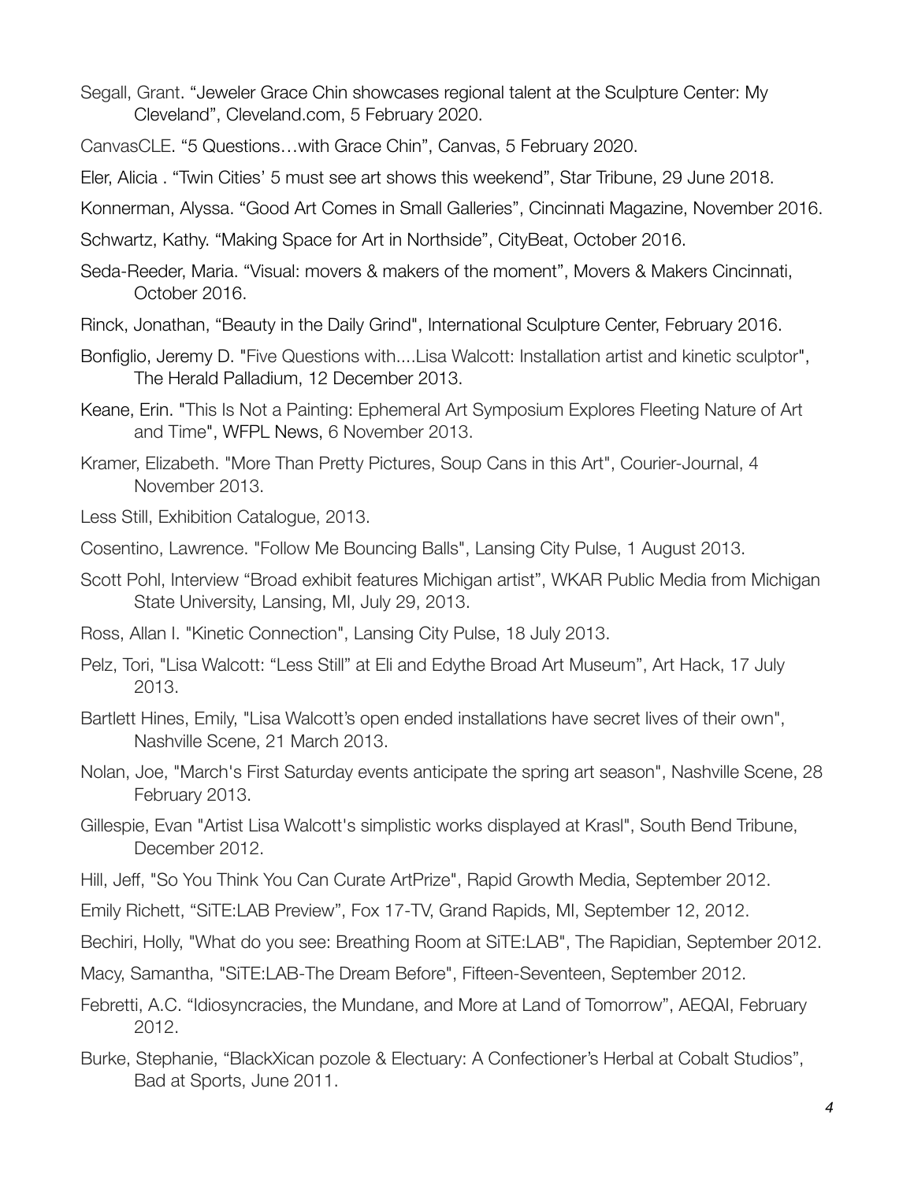Segall, Grant. “Jeweler Grace Chin showcases regional talent at the Sculpture Center: My Cleveland”, Cleveland.com, 5 February 2020.

CanvasCLE. “5 Questions…with Grace Chin”, Canvas, 5 February 2020.

Eler, Alicia . “Twin Cities’ 5 must see art shows this weekend”, Star Tribune, 29 June 2018.

Konnerman, Alyssa. “Good Art Comes in Small Galleries”, Cincinnati Magazine, November 2016.

Schwartz, Kathy. “Making Space for Art in Northside”, CityBeat, October 2016.

Seda-Reeder, Maria. “Visual: movers & makers of the moment”, Movers & Makers Cincinnati, October 2016.

Rinck, Jonathan, “Beauty in the Daily Grind", International Sculpture Center, February 2016.

Bonfiglio, Jeremy D. "Five Questions with....Lisa Walcott: Installation artist and kinetic sculptor", The Herald Palladium, 12 December 2013.

Keane, Erin. "This Is Not a Painting: Ephemeral Art Symposium Explores Fleeting Nature of Art and Time", WFPL News, 6 November 2013.

Kramer, Elizabeth. "More Than Pretty Pictures, Soup Cans in this Art", Courier-Journal, 4 November 2013.

Less Still, Exhibition Catalogue, 2013.

Cosentino, Lawrence. "Follow Me Bouncing Balls", Lansing City Pulse, 1 August 2013.

Scott Pohl, Interview “Broad exhibit features Michigan artist”, WKAR Public Media from Michigan State University, Lansing, MI, July 29, 2013.

Ross, Allan I. "Kinetic Connection", Lansing City Pulse, 18 July 2013.

Pelz, Tori, "Lisa Walcott: “Less Still” at Eli and Edythe Broad Art Museum”, Art Hack, 17 July 2013.

Bartlett Hines, Emily, "Lisa Walcott’s open ended installations have secret lives of their own", Nashville Scene, 21 March 2013.

Nolan, Joe, "March's First Saturday events anticipate the spring art season", Nashville Scene, 28 February 2013.

Gillespie, Evan "Artist Lisa Walcott's simplistic works displayed at Krasl", South Bend Tribune, December 2012.

Hill, Jeff, "So You Think You Can Curate ArtPrize", Rapid Growth Media, September 2012.

Emily Richett, “SiTE:LAB Preview”, Fox 17-TV, Grand Rapids, MI, September 12, 2012.

Bechiri, Holly, "What do you see: Breathing Room at SiTE:LAB", The Rapidian, September 2012.

Macy, Samantha, "SiTE:LAB-The Dream Before", Fifteen-Seventeen, September 2012.

Febretti, A.C. “Idiosyncracies, the Mundane, and More at Land of Tomorrow”, AEQAI, February 2012.

Burke, Stephanie, “BlackXican pozole & Electuary: A Confectioner’s Herbal at Cobalt Studios”, Bad at Sports, June 2011.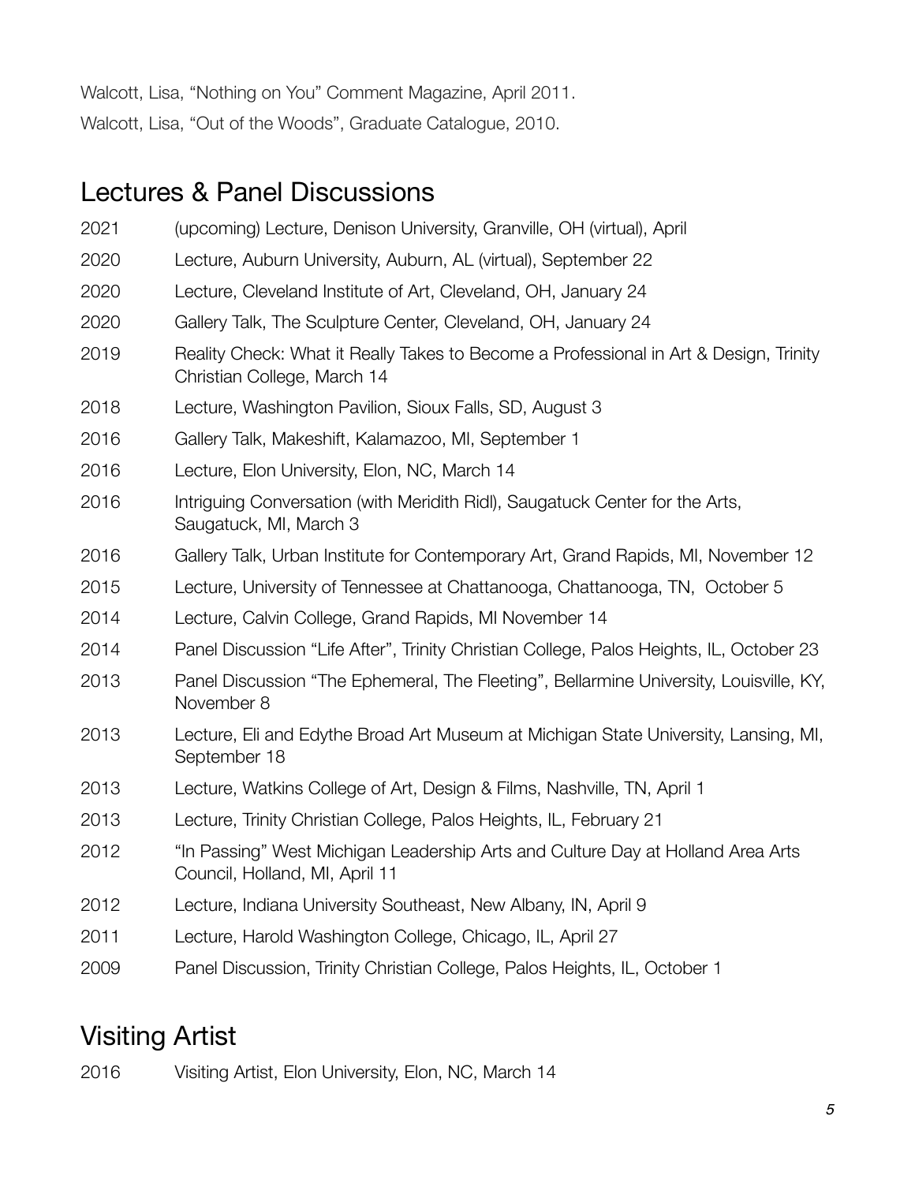Walcott, Lisa, "Nothing on You" Comment Magazine, April 2011.

Walcott, Lisa, "Out of the Woods", Graduate Catalogue, 2010.

## Lectures & Panel Discussions

2021 (upcoming) Lecture, Denison University, Granville, OH (virtual), April

2020 Lecture, Auburn University, Auburn, AL (virtual), September 22

2020 Lecture, Cleveland Institute of Art, Cleveland, OH, January 24

2020 Gallery Talk, The Sculpture Center, Cleveland, OH, January 24

2019 Reality Check: What it Really Takes to Become a Professional in Art & Design, Trinity Christian College, March 14

2018 Lecture, Washington Pavilion, Sioux Falls, SD, August 3

2016 Gallery Talk, Makeshift, Kalamazoo, MI, September 1

2016 Lecture, Elon University, Elon, NC, March 14

2016 Intriguing Conversation (with Meridith Ridl), Saugatuck Center for the Arts, Saugatuck, MI, March 3

2016 Gallery Talk, Urban Institute for Contemporary Art, Grand Rapids, MI, November 12

2015 Lecture, University of Tennessee at Chattanooga, Chattanooga, TN, October 5

2014 Lecture, Calvin College, Grand Rapids, MI November 14

2014 Panel Discussion "Life After", Trinity Christian College, Palos Heights, IL, October 23

2013 Panel Discussion "The Ephemeral, The Fleeting", Bellarmine University, Louisville, KY, November 8

2013 Lecture, Eli and Edythe Broad Art Museum at Michigan State University, Lansing, MI, September 18

2013 Lecture, Watkins College of Art, Design & Films, Nashville, TN, April 1

2013 Lecture, Trinity Christian College, Palos Heights, IL, February 21

2012 "In Passing" West Michigan Leadership Arts and Culture Day at Holland Area Arts Council, Holland, MI, April 11

2012 Lecture, Indiana University Southeast, New Albany, IN, April 9

2011 Lecture, Harold Washington College, Chicago, IL, April 27

2009 Panel Discussion, Trinity Christian College, Palos Heights, IL, October 1

## Visiting Artist

2016 Visiting Artist, Elon University, Elon, NC, March 14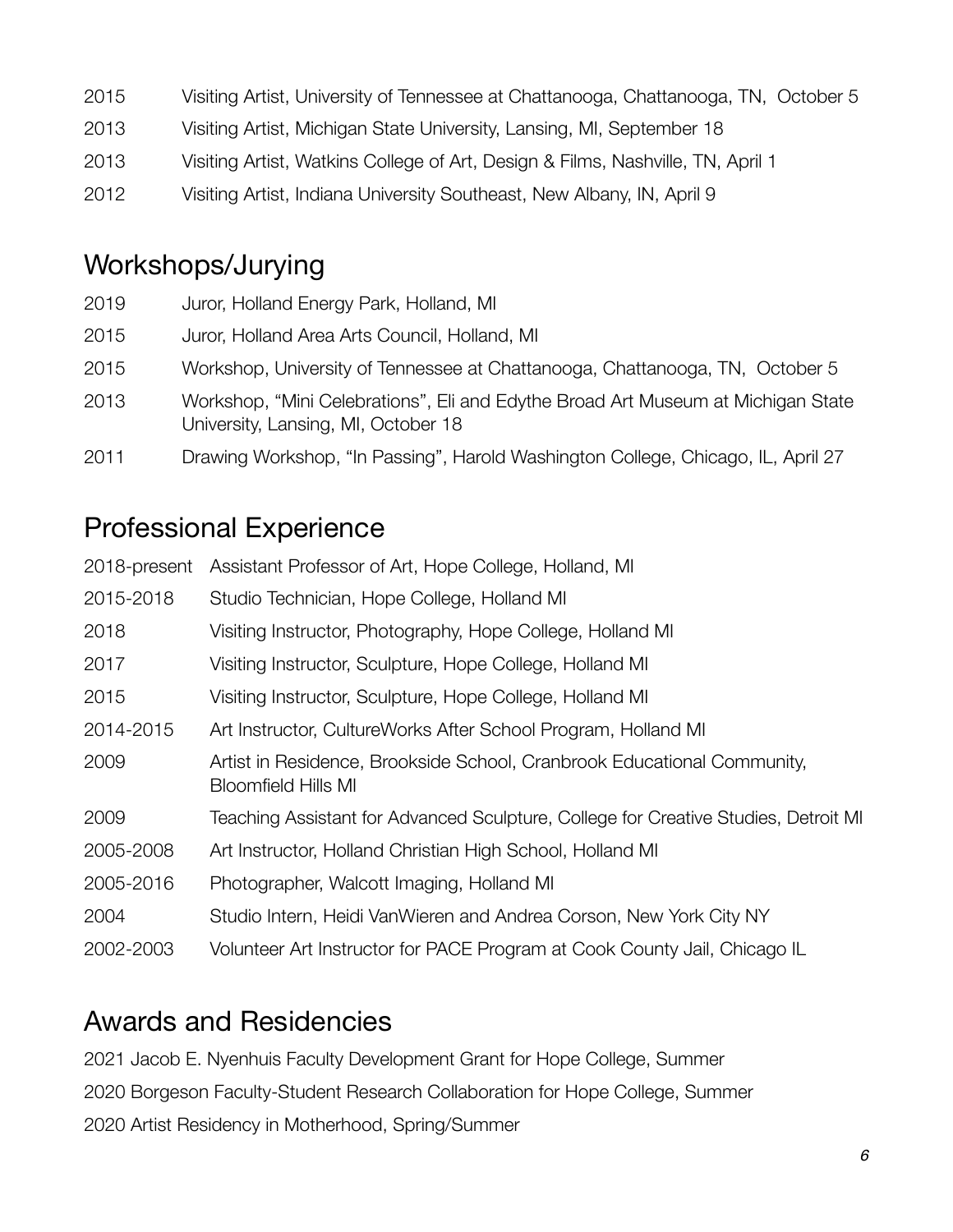2015 Visiting Artist, University of Tennessee at Chattanooga, Chattanooga, TN, October 5

2013 Visiting Artist, Michigan State University, Lansing, MI, September 18

2013 Visiting Artist, Watkins College of Art, Design & Films, Nashville, TN, April 1

2012 Visiting Artist, Indiana University Southeast, New Albany, IN, April 9

## Workshops/Jurying

2019 Juror, Holland Energy Park, Holland, MI

2015 Juror, Holland Area Arts Council, Holland, MI

2015 Workshop, University of Tennessee at Chattanooga, Chattanooga, TN, October 5

2013 Workshop, "Mini Celebrations", Eli and Edythe Broad Art Museum at Michigan State University, Lansing, MI, October 18

2011 Drawing Workshop, "In Passing", Harold Washington College, Chicago, IL, April 27

## Professional Experience

2018-present Assistant Professor of Art, Hope College, Holland, MI

2015-2018 Studio Technician, Hope College, Holland MI

2018 Visiting Instructor, Photography, Hope College, Holland MI

2017 Visiting Instructor, Sculpture, Hope College, Holland MI

2015 Visiting Instructor, Sculpture, Hope College, Holland MI

2014-2015 Art Instructor, CultureWorks After School Program, Holland MI

2009 Artist in Residence, Brookside School, Cranbrook Educational Community, Bloomfield Hills MI

2009 Teaching Assistant for Advanced Sculpture, College for Creative Studies, Detroit MI

2005-2008 Art Instructor, Holland Christian High School, Holland MI

2005-2016 Photographer, Walcott Imaging, Holland MI

2004 Studio Intern, Heidi VanWieren and Andrea Corson, New York City NY

2002-2003 Volunteer Art Instructor for PACE Program at Cook County Jail, Chicago IL

## Awards and Residencies

2021 Jacob E. Nyenhuis Faculty Development Grant for Hope College, Summer

2020 Borgeson Faculty-Student Research Collaboration for Hope College, Summer

2020 Artist Residency in Motherhood, Spring/Summer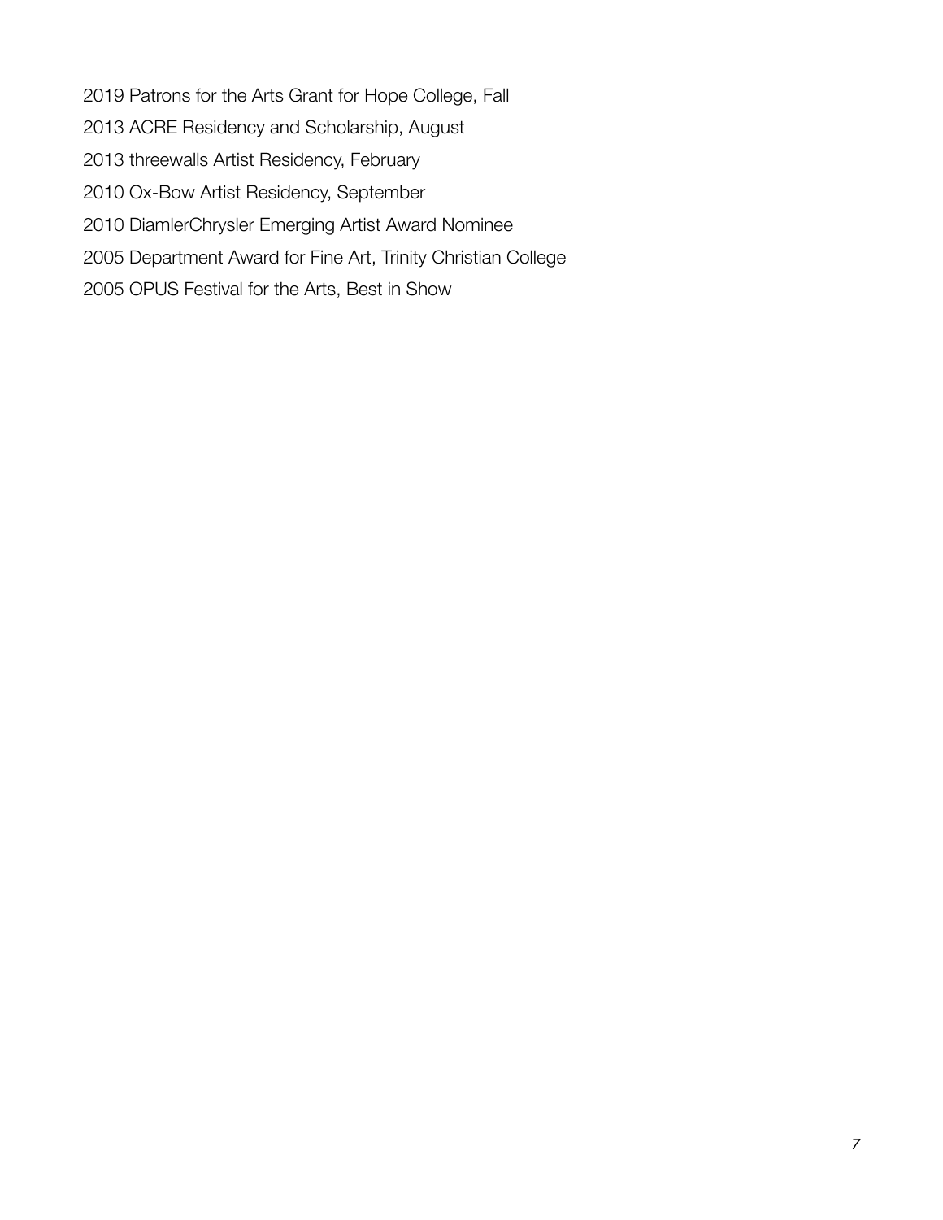2019 Patrons for the Arts Grant for Hope College, Fall

2013 ACRE Residency and Scholarship, August

2013 threewalls Artist Residency, February

2010 Ox-Bow Artist Residency, September

2010 DiamlerChrysler Emerging Artist Award Nominee

2005 Department Award for Fine Art, Trinity Christian College

2005 OPUS Festival for the Arts, Best in Show